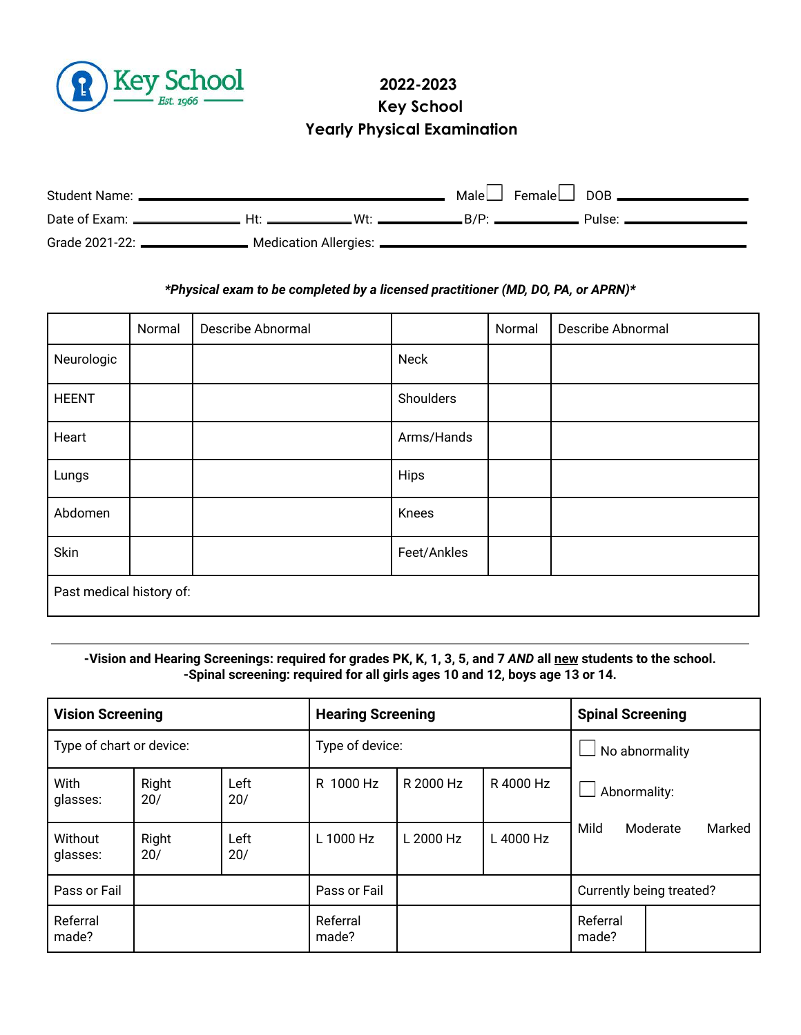Key School
Est. 1966

# 2022-2023
# Key School
# Yearly Physical Examination

Student Name: ______________________________ Male ☐ Female ☐ DOB ______________

Date of Exam: ____________ Ht: __________ Wt: __________ B/P: __________ Pulse: ____________

Grade 2021-22: ____________ Medication Allergies: ______________________________

***Physical exam to be completed by a licensed practitioner (MD, DO, PA, or APRN)***

| | Normal | Describe Abnormal | | Normal | Describe Abnormal |
|---|---|---|---|---|---|
| Neurologic | | | Neck | | |
| HEENT | | | Shoulders | | |
| Heart | | | Arms/Hands | | |
| Lungs | | | Hips | | |
| Abdomen | | | Knees | | |
| Skin | | | Feet/Ankles | | |
| Past medical history of: | | | | | |

---

**-Vision and Hearing Screenings: required for grades PK, K, 1, 3, 5, and 7 *AND* all new students to the school.**
**-Spinal screening: required for all girls ages 10 and 12, boys age 13 or 14.**

| **Vision Screening** | | | **Hearing Screening** | | | **Spinal Screening** | |
|---|---|---|---|---|---|---|---|
| Type of chart or device: | | | Type of device: | | | ☐ No abnormality | |
| With glasses: | Right 20/ | Left 20/ | R 1000 Hz | R 2000 Hz | R 4000 Hz | ☐ Abnormality: | |
| Without glasses: | Right 20/ | Left 20/ | L 1000 Hz | L 2000 Hz | L 4000 Hz | Mild Moderate Marked | |
| Pass or Fail | | | Pass or Fail | | | Currently being treated? | |
| Referral made? | | | Referral made? | | | Referral made? | |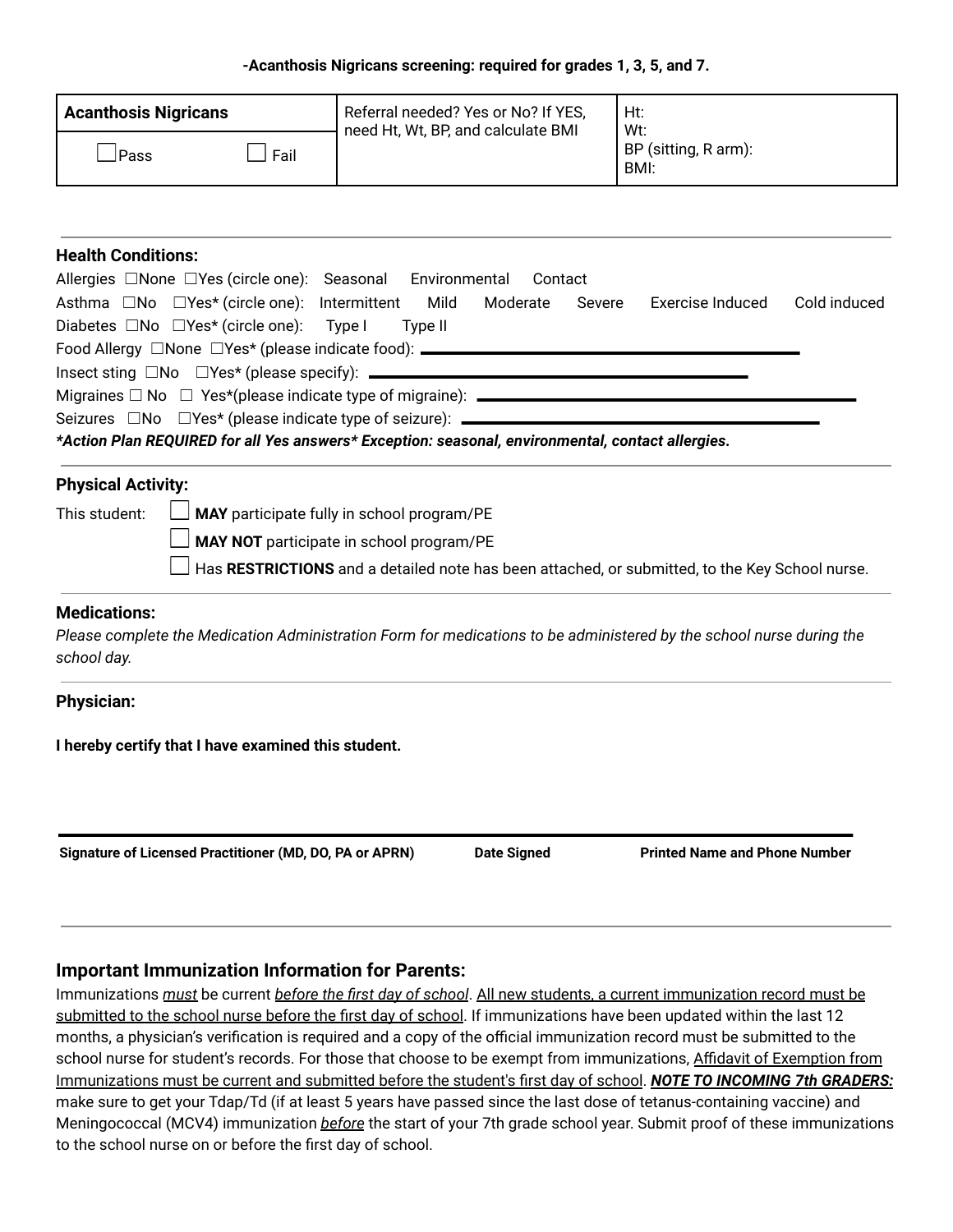**-Acanthosis Nigricans screening: required for grades 1, 3, 5, and 7.**

| **Acanthosis Nigricans** | Referral needed? Yes or No? If YES, need Ht, Wt, BP, and calculate BMI | Ht:<br>Wt:<br>BP (sitting, R arm):<br>BMI: |
|---|---|---|
| ☐ Pass ☐ Fail | | |

**Health Conditions:**

Allergies ☐None ☐Yes (circle one): Seasonal Environmental Contact

Asthma ☐No ☐Yes* (circle one): Intermittent Mild Moderate Severe Exercise Induced Cold induced

Diabetes ☐No ☐Yes* (circle one): Type I Type II

Food Allergy ☐None ☐Yes* (please indicate food): ______________________________

Insect sting ☐No ☐Yes* (please specify): ______________________________

Migraines ☐ No ☐ Yes*(please indicate type of migraine): ______________________________

Seizures ☐No ☐Yes* (please indicate type of seizure): ______________________________

***Action Plan REQUIRED for all Yes answers* Exception: seasonal, environmental, contact allergies.***

**Physical Activity:**

This student:

☐ **MAY** participate fully in school program/PE

☐ **MAY NOT** participate in school program/PE

☐ Has **RESTRICTIONS** and a detailed note has been attached, or submitted, to the Key School nurse.

**Medications:**

*Please complete the Medication Administration Form for medications to be administered by the school nurse during the school day.*

**Physician:**

**I hereby certify that I have examined this student.**

______________________________________________________________________

**Signature of Licensed Practitioner (MD, DO, PA or APRN)** **Date Signed** **Printed Name and Phone Number**

## Important Immunization Information for Parents:

Immunizations *must* be current *before the first day of school*. All new students, a current immunization record must be submitted to the school nurse before the first day of school. If immunizations have been updated within the last 12 months, a physician's verification is required and a copy of the official immunization record must be submitted to the school nurse for student's records. For those that choose to be exempt from immunizations, Affidavit of Exemption from Immunizations must be current and submitted before the student's first day of school. ***NOTE TO INCOMING 7th GRADERS:*** make sure to get your Tdap/Td (if at least 5 years have passed since the last dose of tetanus-containing vaccine) and Meningococcal (MCV4) immunization *before* the start of your 7th grade school year. Submit proof of these immunizations to the school nurse on or before the first day of school.